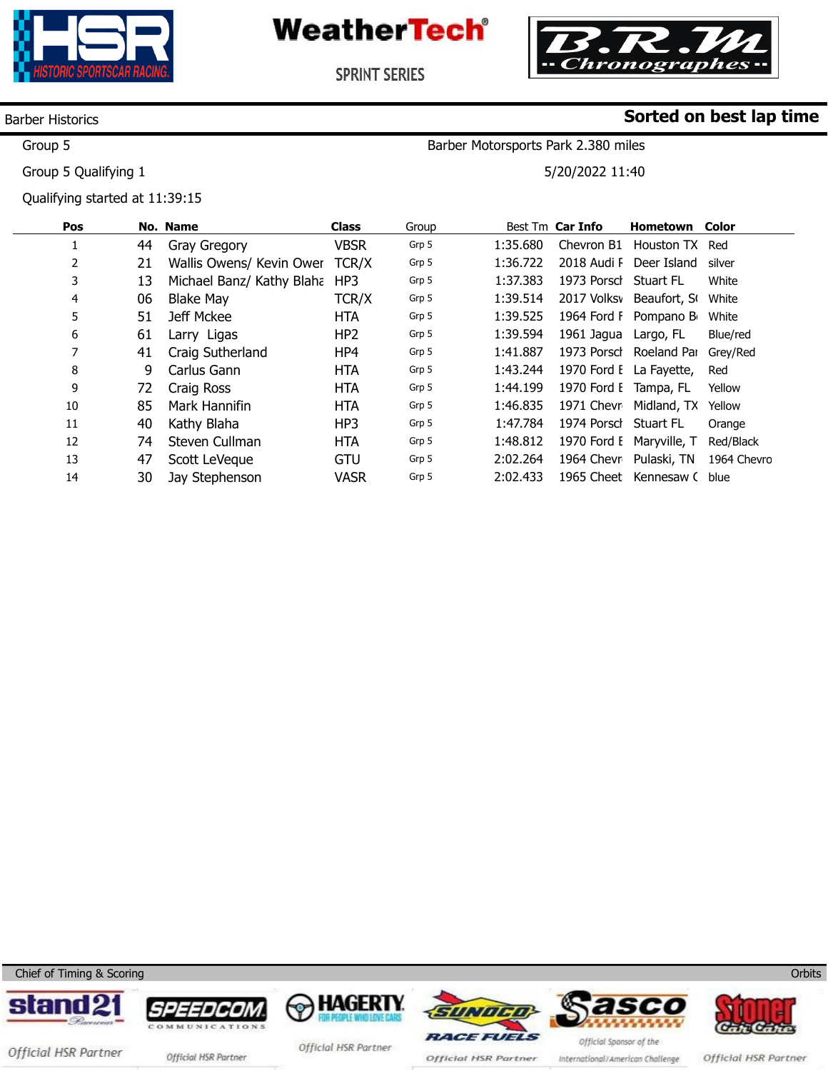HSR Historic Sportscar Racing

WeatherTech

SPRINT SERIES

B.R.M Chronographes

Barber Historics

**Sorted on best lap time**

Group 5

Barber Motorsports Park 2.380 miles

Group 5 Qualifying 1

5/20/2022 11:40

Qualifying started at 11:39:15

| Pos | No. | Name | Class | Group | Best Tm | Car Info | Hometown | Color |
|---|---|---|---|---|---|---|---|---|
| 1 | 44 | Gray Gregory | VBSR | Grp 5 | 1:35.680 | Chevron B1 | Houston TX | Red |
| 2 | 21 | Wallis Owens/ Kevin Ower | TCR/X | Grp 5 | 1:36.722 | 2018 Audi F | Deer Island | silver |
| 3 | 13 | Michael Banz/ Kathy Blaha | HP3 | Grp 5 | 1:37.383 | 1973 Porsch | Stuart FL | White |
| 4 | 06 | Blake May | TCR/X | Grp 5 | 1:39.514 | 2017 Volksv | Beaufort, S( | White |
| 5 | 51 | Jeff Mckee | HTA | Grp 5 | 1:39.525 | 1964 Ford F | Pompano B | White |
| 6 | 61 | Larry Ligas | HP2 | Grp 5 | 1:39.594 | 1961 Jagua | Largo, FL | Blue/red |
| 7 | 41 | Craig Sutherland | HP4 | Grp 5 | 1:41.887 | 1973 Porsch | Roeland Pai | Grey/Red |
| 8 | 9 | Carlus Gann | HTA | Grp 5 | 1:43.244 | 1970 Ford E | La Fayette, | Red |
| 9 | 72 | Craig Ross | HTA | Grp 5 | 1:44.199 | 1970 Ford E | Tampa, FL | Yellow |
| 10 | 85 | Mark Hannifin | HTA | Grp 5 | 1:46.835 | 1971 Chevr | Midland, TX | Yellow |
| 11 | 40 | Kathy Blaha | HP3 | Grp 5 | 1:47.784 | 1974 Porsch | Stuart FL | Orange |
| 12 | 74 | Steven Cullman | HTA | Grp 5 | 1:48.812 | 1970 Ford E | Maryville, T | Red/Black |
| 13 | 47 | Scott LeVeque | GTU | Grp 5 | 2:02.264 | 1964 Chevr | Pulaski, TN | 1964 Chevro |
| 14 | 30 | Jay Stephenson | VASR | Grp 5 | 2:02.433 | 1965 Cheet | Kennesaw ( | blue |

Chief of Timing & Scoring

Orbits

stand21 — Official HSR Partner | SPEEDCOM Communications — Official HSR Partner | HAGERTY For People Who Love Cars — Official HSR Partner | SUNOCO Race Fuels — Official HSR Partner | Sasco — Official Sponsor of the International/American Challenge | Stoner Car Care — Official HSR Partner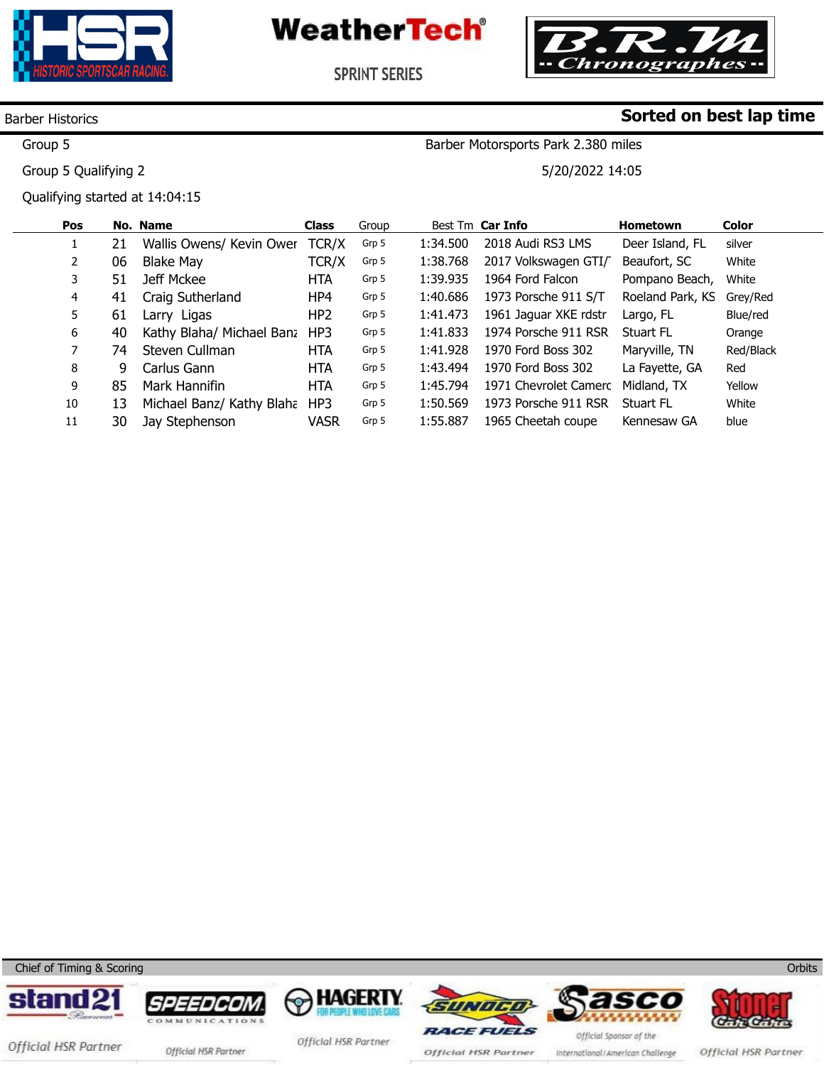WeatherTech

SPRINT SERIES

Barber Historics | **Sorted on best lap time**

Group 5 — Barber Motorsports Park 2.380 miles

Group 5 Qualifying 2 — 5/20/2022 14:05

Qualifying started at 14:04:15

| Pos | No. | Name | Class | Group | Best Tm | Car Info | Hometown | Color |
|---|---|---|---|---|---|---|---|---|
| 1 | 21 | Wallis Owens/ Kevin Ower | TCR/X | Grp 5 | 1:34.500 | 2018 Audi RS3 LMS | Deer Island, FL | silver |
| 2 | 06 | Blake May | TCR/X | Grp 5 | 1:38.768 | 2017 Volkswagen GTI/ | Beaufort, SC | White |
| 3 | 51 | Jeff Mckee | HTA | Grp 5 | 1:39.935 | 1964 Ford Falcon | Pompano Beach, | White |
| 4 | 41 | Craig Sutherland | HP4 | Grp 5 | 1:40.686 | 1973 Porsche 911 S/T | Roeland Park, KS | Grey/Red |
| 5 | 61 | Larry Ligas | HP2 | Grp 5 | 1:41.473 | 1961 Jaguar XKE rdstr | Largo, FL | Blue/red |
| 6 | 40 | Kathy Blaha/ Michael Banz | HP3 | Grp 5 | 1:41.833 | 1974 Porsche 911 RSR | Stuart FL | Orange |
| 7 | 74 | Steven Cullman | HTA | Grp 5 | 1:41.928 | 1970 Ford Boss 302 | Maryville, TN | Red/Black |
| 8 | 9 | Carlus Gann | HTA | Grp 5 | 1:43.494 | 1970 Ford Boss 302 | La Fayette, GA | Red |
| 9 | 85 | Mark Hannifin | HTA | Grp 5 | 1:45.794 | 1971 Chevrolet Camerc | Midland, TX | Yellow |
| 10 | 13 | Michael Banz/ Kathy Blaha | HP3 | Grp 5 | 1:50.569 | 1973 Porsche 911 RSR | Stuart FL | White |
| 11 | 30 | Jay Stephenson | VASR | Grp 5 | 1:55.887 | 1965 Cheetah coupe | Kennesaw GA | blue |

Chief of Timing & Scoring — Orbits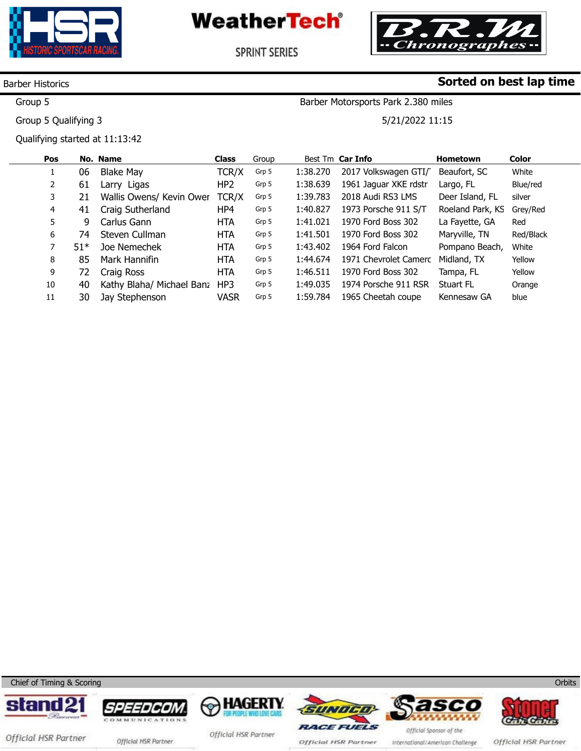HSR HISTORIC SPORTSCAR RACING

**WeatherTech** SPRINT SERIES

B.R.M Chronographes

Barber Historics

**Sorted on best lap time**

Group 5

Barber Motorsports Park 2.380 miles

Group 5 Qualifying 3

5/21/2022 11:15

Qualifying started at 11:13:42

| Pos | No. | Name | Class | Group | Best Tm | Car Info | Hometown | Color |
|---|---|---|---|---|---|---|---|---|
| 1 | 06 | Blake May | TCR/X | Grp 5 | 1:38.270 | 2017 Volkswagen GTI/T | Beaufort, SC | White |
| 2 | 61 | Larry Ligas | HP2 | Grp 5 | 1:38.639 | 1961 Jaguar XKE rdstr | Largo, FL | Blue/red |
| 3 | 21 | Wallis Owens/ Kevin Ower | TCR/X | Grp 5 | 1:39.783 | 2018 Audi RS3 LMS | Deer Island, FL | silver |
| 4 | 41 | Craig Sutherland | HP4 | Grp 5 | 1:40.827 | 1973 Porsche 911 S/T | Roeland Park, KS | Grey/Red |
| 5 | 9 | Carlus Gann | HTA | Grp 5 | 1:41.021 | 1970 Ford Boss 302 | La Fayette, GA | Red |
| 6 | 74 | Steven Cullman | HTA | Grp 5 | 1:41.501 | 1970 Ford Boss 302 | Maryville, TN | Red/Black |
| 7 | 51* | Joe Nemechek | HTA | Grp 5 | 1:43.402 | 1964 Ford Falcon | Pompano Beach, | White |
| 8 | 85 | Mark Hannifin | HTA | Grp 5 | 1:44.674 | 1971 Chevrolet Camerc | Midland, TX | Yellow |
| 9 | 72 | Craig Ross | HTA | Grp 5 | 1:46.511 | 1970 Ford Boss 302 | Tampa, FL | Yellow |
| 10 | 40 | Kathy Blaha/ Michael Banz | HP3 | Grp 5 | 1:49.035 | 1974 Porsche 911 RSR | Stuart FL | Orange |
| 11 | 30 | Jay Stephenson | VASR | Grp 5 | 1:59.784 | 1965 Cheetah coupe | Kennesaw GA | blue |

Chief of Timing & Scoring

Orbits

stand21 — Official HSR Partner | SPEEDCOM COMMUNICATIONS — Official HSR Partner | HAGERTY FOR PEOPLE WHO LOVE CARS — Official HSR Partner | SUNOCO RACE FUELS — Official HSR Partner | Sasco — Official Sponsor of the International/American Challenge | Stoner Car Care — Official HSR Partner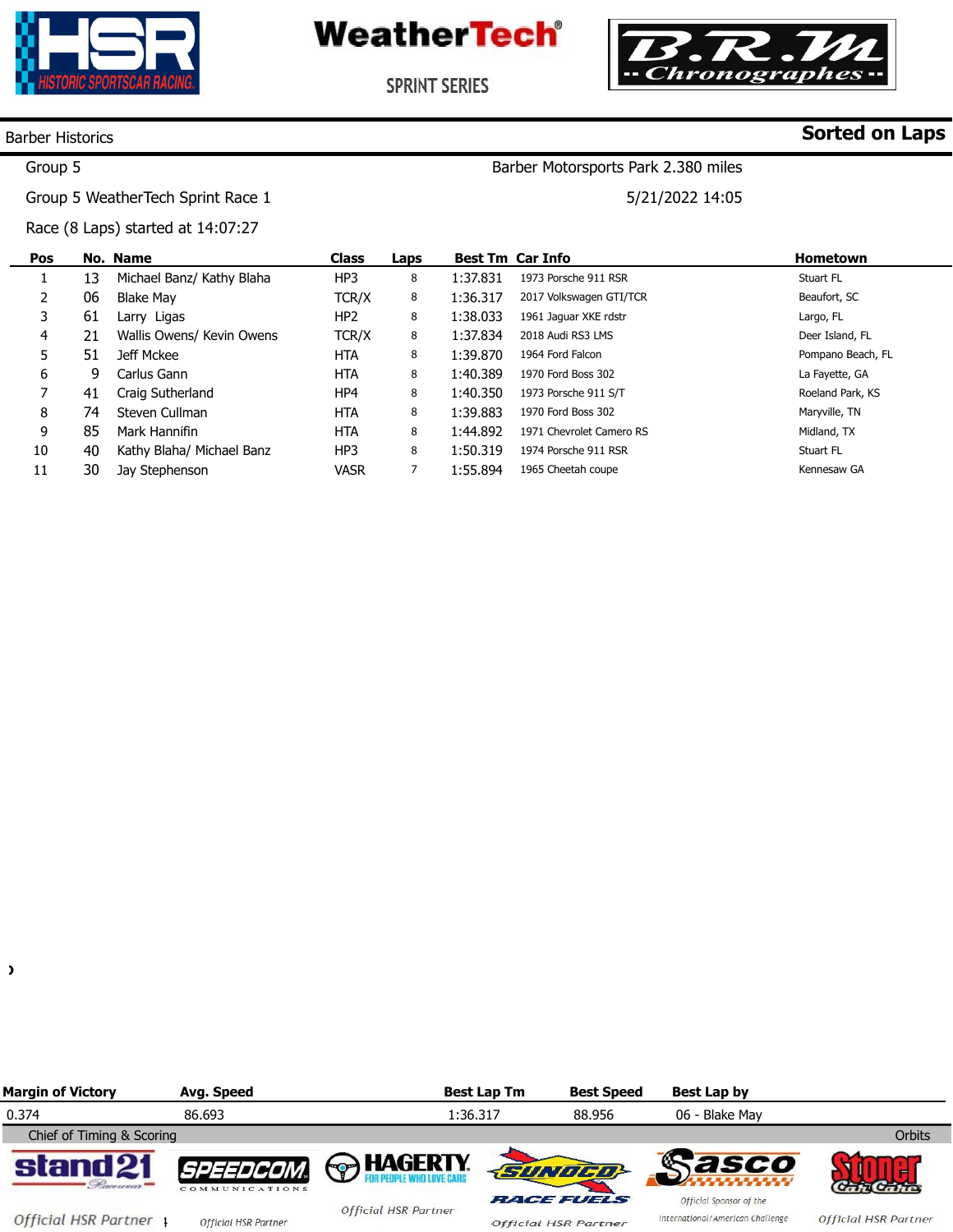HSR Historic Sportscar Racing

WeatherTech® SPRINT SERIES

B.R.M Chronographes

Barber Historics **Sorted on Laps**

Group 5 Barber Motorsports Park 2.380 miles

Group 5 WeatherTech Sprint Race 1 5/21/2022 14:05

Race (8 Laps) started at 14:07:27

| Pos | No. | Name | Class | Laps | Best Tm | Car Info | Hometown |
|---|---|---|---|---|---|---|---|
| 1 | 13 | Michael Banz/ Kathy Blaha | HP3 | 8 | 1:37.831 | 1973 Porsche 911 RSR | Stuart FL |
| 2 | 06 | Blake May | TCR/X | 8 | 1:36.317 | 2017 Volkswagen GTI/TCR | Beaufort, SC |
| 3 | 61 | Larry Ligas | HP2 | 8 | 1:38.033 | 1961 Jaguar XKE rdstr | Largo, FL |
| 4 | 21 | Wallis Owens/ Kevin Owens | TCR/X | 8 | 1:37.834 | 2018 Audi RS3 LMS | Deer Island, FL |
| 5 | 51 | Jeff Mckee | HTA | 8 | 1:39.870 | 1964 Ford Falcon | Pompano Beach, FL |
| 6 | 9 | Carlus Gann | HTA | 8 | 1:40.389 | 1970 Ford Boss 302 | La Fayette, GA |
| 7 | 41 | Craig Sutherland | HP4 | 8 | 1:40.350 | 1973 Porsche 911 S/T | Roeland Park, KS |
| 8 | 74 | Steven Cullman | HTA | 8 | 1:39.883 | 1970 Ford Boss 302 | Maryville, TN |
| 9 | 85 | Mark Hannifin | HTA | 8 | 1:44.892 | 1971 Chevrolet Camero RS | Midland, TX |
| 10 | 40 | Kathy Blaha/ Michael Banz | HP3 | 8 | 1:50.319 | 1974 Porsche 911 RSR | Stuart FL |
| 11 | 30 | Jay Stephenson | VASR | 7 | 1:55.894 | 1965 Cheetah coupe | Kennesaw GA |

| Margin of Victory | Avg. Speed | Best Lap Tm | Best Speed | Best Lap by |
|---|---|---|---|---|
| 0.374 | 86.693 | 1:36.317 | 88.956 | 06 - Blake May |

Chief of Timing & Scoring Orbits

stand21 Racewear — Official HSR Partner | SPEEDCOM Communications — Official HSR Partner | HAGERTY For People Who Love Cars — Official HSR Partner | SUNOCO Race Fuels — Official HSR Partner | Sasco — Official Sponsor of the International/American Challenge | Stoner Car Care — Official HSR Partner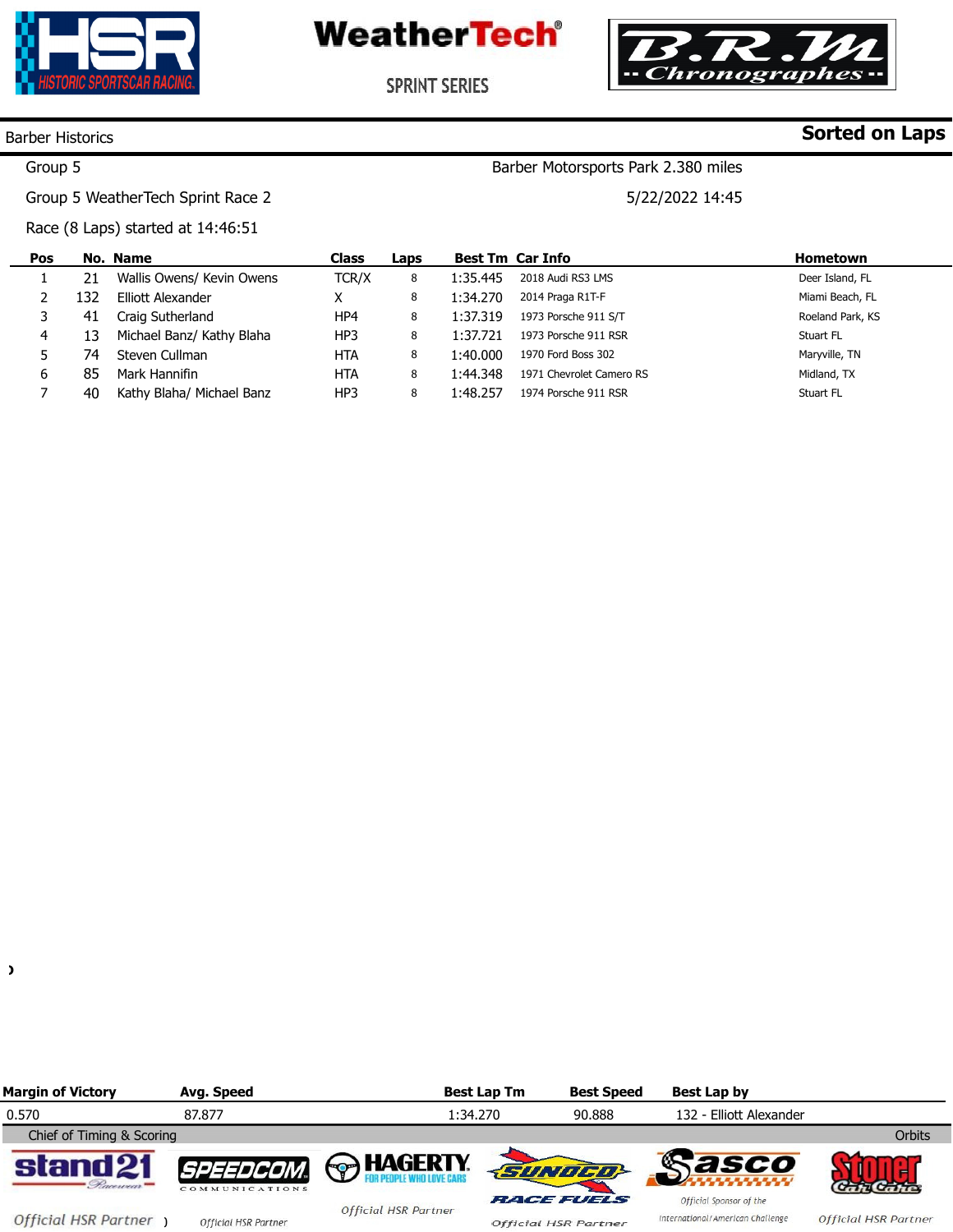WeatherTech

SPRINT SERIES

Barber Historics

**Sorted on Laps**

Group 5 — Barber Motorsports Park 2.380 miles

Group 5 WeatherTech Sprint Race 2 — 5/22/2022 14:45

Race (8 Laps) started at 14:46:51

| Pos | No. | Name | Class | Laps | Best Tm | Car Info | Hometown |
|---|---|---|---|---|---|---|---|
| 1 | 21 | Wallis Owens/ Kevin Owens | TCR/X | 8 | 1:35.445 | 2018 Audi RS3 LMS | Deer Island, FL |
| 2 | 132 | Elliott Alexander | X | 8 | 1:34.270 | 2014 Praga R1T-F | Miami Beach, FL |
| 3 | 41 | Craig Sutherland | HP4 | 8 | 1:37.319 | 1973 Porsche 911 S/T | Roeland Park, KS |
| 4 | 13 | Michael Banz/ Kathy Blaha | HP3 | 8 | 1:37.721 | 1973 Porsche 911 RSR | Stuart FL |
| 5 | 74 | Steven Cullman | HTA | 8 | 1:40.000 | 1970 Ford Boss 302 | Maryville, TN |
| 6 | 85 | Mark Hannifin | HTA | 8 | 1:44.348 | 1971 Chevrolet Camero RS | Midland, TX |
| 7 | 40 | Kathy Blaha/ Michael Banz | HP3 | 8 | 1:48.257 | 1974 Porsche 911 RSR | Stuart FL |

| Margin of Victory | Avg. Speed | Best Lap Tm | Best Speed | Best Lap by |
|---|---|---|---|---|
| 0.570 | 87.877 | 1:34.270 | 90.888 | 132 - Elliott Alexander |

Chief of Timing & Scoring — Orbits

Official HSR Partner · Official HSR Partner · Official HSR Partner · Official HSR Partner · Official Sponsor of the International/American Challenge · Official HSR Partner